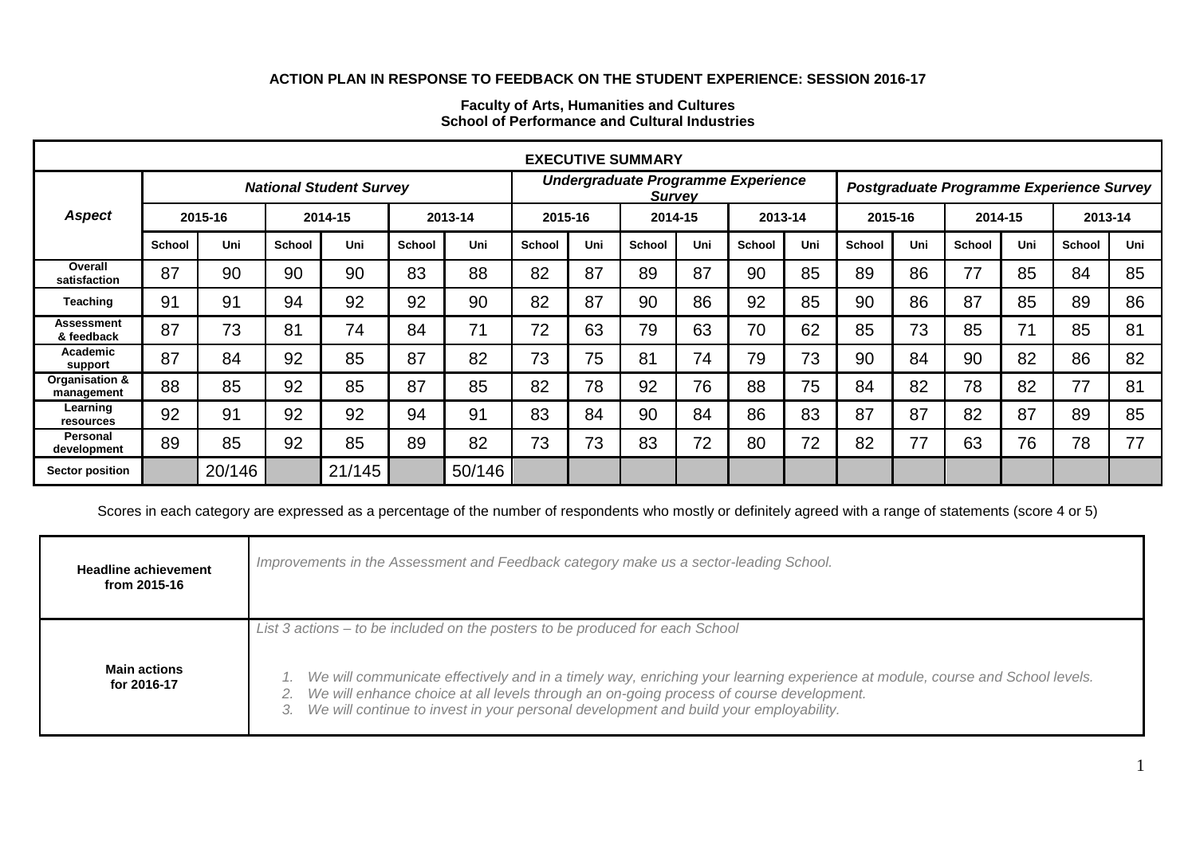**ACTION PLAN IN RESPONSE TO FEEDBACK ON THE STUDENT EXPERIENCE: SESSION 2016-17**

**Faculty of Arts, Humanities and Cultures**
**School of Performance and Cultural Industries**

| EXECUTIVE SUMMARY | | | | | | | | | | | | | | | | | | |
|---|---|---|---|---|---|---|---|---|---|---|---|---|---|---|---|---|---|---|
| ***Aspect*** | ***National Student Survey*** | | | | | | ***Undergraduate Programme Experience Survey*** | | | | | | ***Postgraduate Programme Experience Survey*** | | | | | |
| | **2015-16** | | **2014-15** | | **2013-14** | | **2015-16** | | **2014-15** | | **2013-14** | | **2015-16** | | **2014-15** | | **2013-14** | |
| | **School** | **Uni** | **School** | **Uni** | **School** | **Uni** | **School** | **Uni** | **School** | **Uni** | **School** | **Uni** | **School** | **Uni** | **School** | **Uni** | **School** | **Uni** |
| **Overall satisfaction** | 87 | 90 | 90 | 90 | 83 | 88 | 82 | 87 | 89 | 87 | 90 | 85 | 89 | 86 | 77 | 85 | 84 | 85 |
| **Teaching** | 91 | 91 | 94 | 92 | 92 | 90 | 82 | 87 | 90 | 86 | 92 | 85 | 90 | 86 | 87 | 85 | 89 | 86 |
| **Assessment & feedback** | 87 | 73 | 81 | 74 | 84 | 71 | 72 | 63 | 79 | 63 | 70 | 62 | 85 | 73 | 85 | 71 | 85 | 81 |
| **Academic support** | 87 | 84 | 92 | 85 | 87 | 82 | 73 | 75 | 81 | 74 | 79 | 73 | 90 | 84 | 90 | 82 | 86 | 82 |
| **Organisation & management** | 88 | 85 | 92 | 85 | 87 | 85 | 82 | 78 | 92 | 76 | 88 | 75 | 84 | 82 | 78 | 82 | 77 | 81 |
| **Learning resources** | 92 | 91 | 92 | 92 | 94 | 91 | 83 | 84 | 90 | 84 | 86 | 83 | 87 | 87 | 82 | 87 | 89 | 85 |
| **Personal development** | 89 | 85 | 92 | 85 | 89 | 82 | 73 | 73 | 83 | 72 | 80 | 72 | 82 | 77 | 63 | 76 | 78 | 77 |
| **Sector position** | | 20/146 | | 21/145 | | 50/146 | | | | | | | | | | | | |

Scores in each category are expressed as a percentage of the number of respondents who mostly or definitely agreed with a range of statements (score 4 or 5)

| | |
|---|---|
| **Headline achievement from 2015-16** | *Improvements in the Assessment and Feedback category make us a sector-leading School.* |
| **Main actions for 2016-17** | *List 3 actions – to be included on the posters to be produced for each School*<br><br>1. *We will communicate effectively and in a timely way, enriching your learning experience at module, course and School levels.*<br>2. *We will enhance choice at all levels through an on-going process of course development.*<br>3. *We will continue to invest in your personal development and build your employability.* |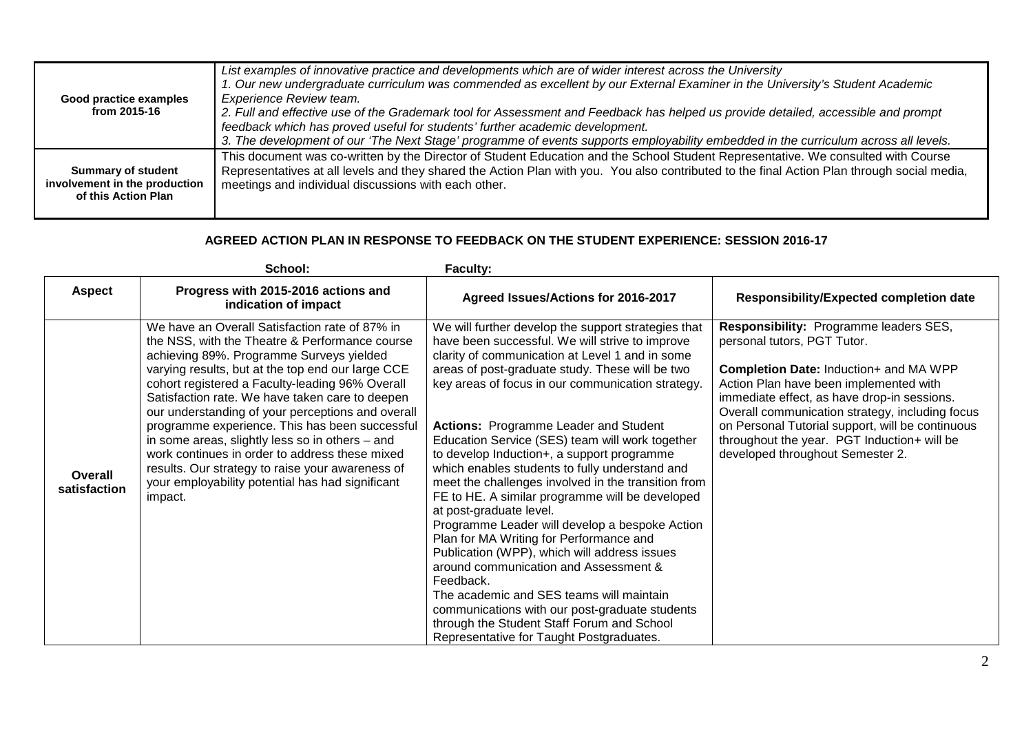| Good practice examples from 2015-16 | *List examples of innovative practice and developments which are of wider interest across the University* *1. Our new undergraduate curriculum was commended as excellent by our External Examiner in the University's Student Academic Experience Review team.* *2. Full and effective use of the Grademark tool for Assessment and Feedback has helped us provide detailed, accessible and prompt feedback which has proved useful for students' further academic development.* *3. The development of our 'The Next Stage' programme of events supports employability embedded in the curriculum across all levels.* |
|---|---|
| **Summary of student involvement in the production of this Action Plan** | This document was co-written by the Director of Student Education and the School Student Representative. We consulted with Course Representatives at all levels and they shared the Action Plan with you. You also contributed to the final Action Plan through social media, meetings and individual discussions with each other. |

**AGREED ACTION PLAN IN RESPONSE TO FEEDBACK ON THE STUDENT EXPERIENCE: SESSION 2016-17**

**School:** **Faculty:**

| Aspect | Progress with 2015-2016 actions and indication of impact | Agreed Issues/Actions for 2016-2017 | Responsibility/Expected completion date |
|---|---|---|---|
| **Overall satisfaction** | We have an Overall Satisfaction rate of 87% in the NSS, with the Theatre & Performance course achieving 89%. Programme Surveys yielded varying results, but at the top end our large CCE cohort registered a Faculty-leading 96% Overall Satisfaction rate. We have taken care to deepen our understanding of your perceptions and overall programme experience. This has been successful in some areas, slightly less so in others – and work continues in order to address these mixed results. Our strategy to raise your awareness of your employability potential has had significant impact. | We will further develop the support strategies that have been successful. We will strive to improve clarity of communication at Level 1 and in some areas of post-graduate study. These will be two key areas of focus in our communication strategy.<br><br>**Actions:** Programme Leader and Student Education Service (SES) team will work together to develop Induction+, a support programme which enables students to fully understand and meet the challenges involved in the transition from FE to HE. A similar programme will be developed at post-graduate level.<br>Programme Leader will develop a bespoke Action Plan for MA Writing for Performance and Publication (WPP), which will address issues around communication and Assessment & Feedback.<br>The academic and SES teams will maintain communications with our post-graduate students through the Student Staff Forum and School Representative for Taught Postgraduates. | **Responsibility:** Programme leaders SES, personal tutors, PGT Tutor.<br><br>**Completion Date:** Induction+ and MA WPP Action Plan have been implemented with immediate effect, as have drop-in sessions. Overall communication strategy, including focus on Personal Tutorial support, will be continuous throughout the year. PGT Induction+ will be developed throughout Semester 2. |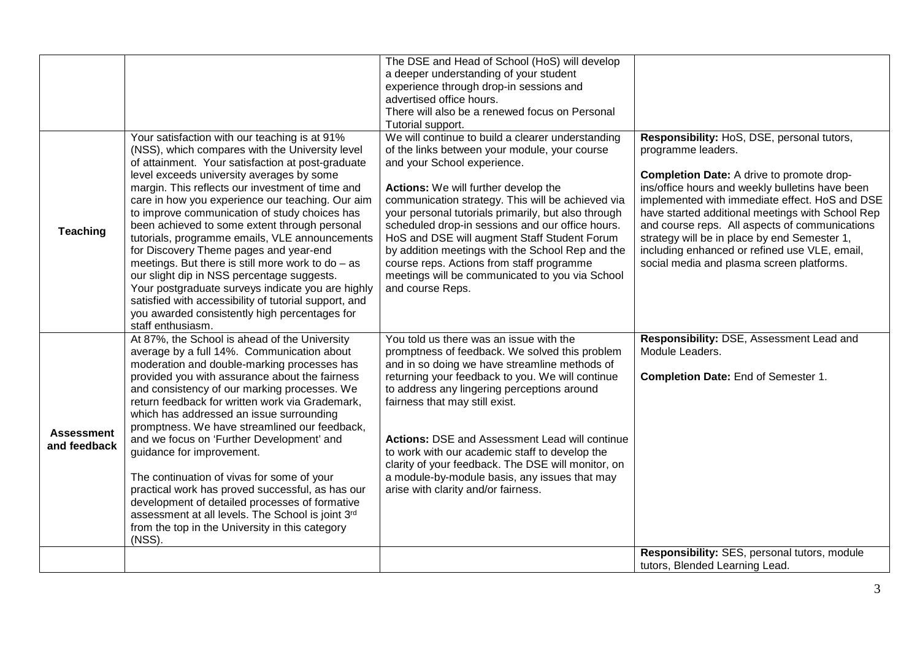| | | | |
|---|---|---|---|
| | | The DSE and Head of School (HoS) will develop a deeper understanding of your student experience through drop-in sessions and advertised office hours.<br>There will also be a renewed focus on Personal Tutorial support. | |
| **Teaching** | Your satisfaction with our teaching is at 91% (NSS), which compares with the University level of attainment. Your satisfaction at post-graduate level exceeds university averages by some margin. This reflects our investment of time and care in how you experience our teaching. Our aim to improve communication of study choices has been achieved to some extent through personal tutorials, programme emails, VLE announcements for Discovery Theme pages and year-end meetings. But there is still more work to do – as our slight dip in NSS percentage suggests.<br>Your postgraduate surveys indicate you are highly satisfied with accessibility of tutorial support, and you awarded consistently high percentages for staff enthusiasm. | We will continue to build a clearer understanding of the links between your module, your course and your School experience.<br><br>**Actions:** We will further develop the communication strategy. This will be achieved via your personal tutorials primarily, but also through scheduled drop-in sessions and our office hours. HoS and DSE will augment Staff Student Forum by addition meetings with the School Rep and the course reps. Actions from staff programme meetings will be communicated to you via School and course Reps. | **Responsibility:** HoS, DSE, personal tutors, programme leaders.<br><br>**Completion Date:** A drive to promote drop-ins/office hours and weekly bulletins have been implemented with immediate effect. HoS and DSE have started additional meetings with School Rep and course reps. All aspects of communications strategy will be in place by end Semester 1, including enhanced or refined use VLE, email, social media and plasma screen platforms. |
| **Assessment and feedback** | At 87%, the School is ahead of the University average by a full 14%. Communication about moderation and double-marking processes has provided you with assurance about the fairness and consistency of our marking processes. We return feedback for written work via Grademark, which has addressed an issue surrounding promptness. We have streamlined our feedback, and we focus on 'Further Development' and guidance for improvement.<br><br>The continuation of vivas for some of your practical work has proved successful, as has our development of detailed processes of formative assessment at all levels. The School is joint 3rd from the top in the University in this category (NSS). | You told us there was an issue with the promptness of feedback. We solved this problem and in so doing we have streamline methods of returning your feedback to you. We will continue to address any lingering perceptions around fairness that may still exist.<br><br>**Actions:** DSE and Assessment Lead will continue to work with our academic staff to develop the clarity of your feedback. The DSE will monitor, on a module-by-module basis, any issues that may arise with clarity and/or fairness. | **Responsibility:** DSE, Assessment Lead and Module Leaders.<br><br>**Completion Date:** End of Semester 1. |
| | | | **Responsibility:** SES, personal tutors, module tutors, Blended Learning Lead. |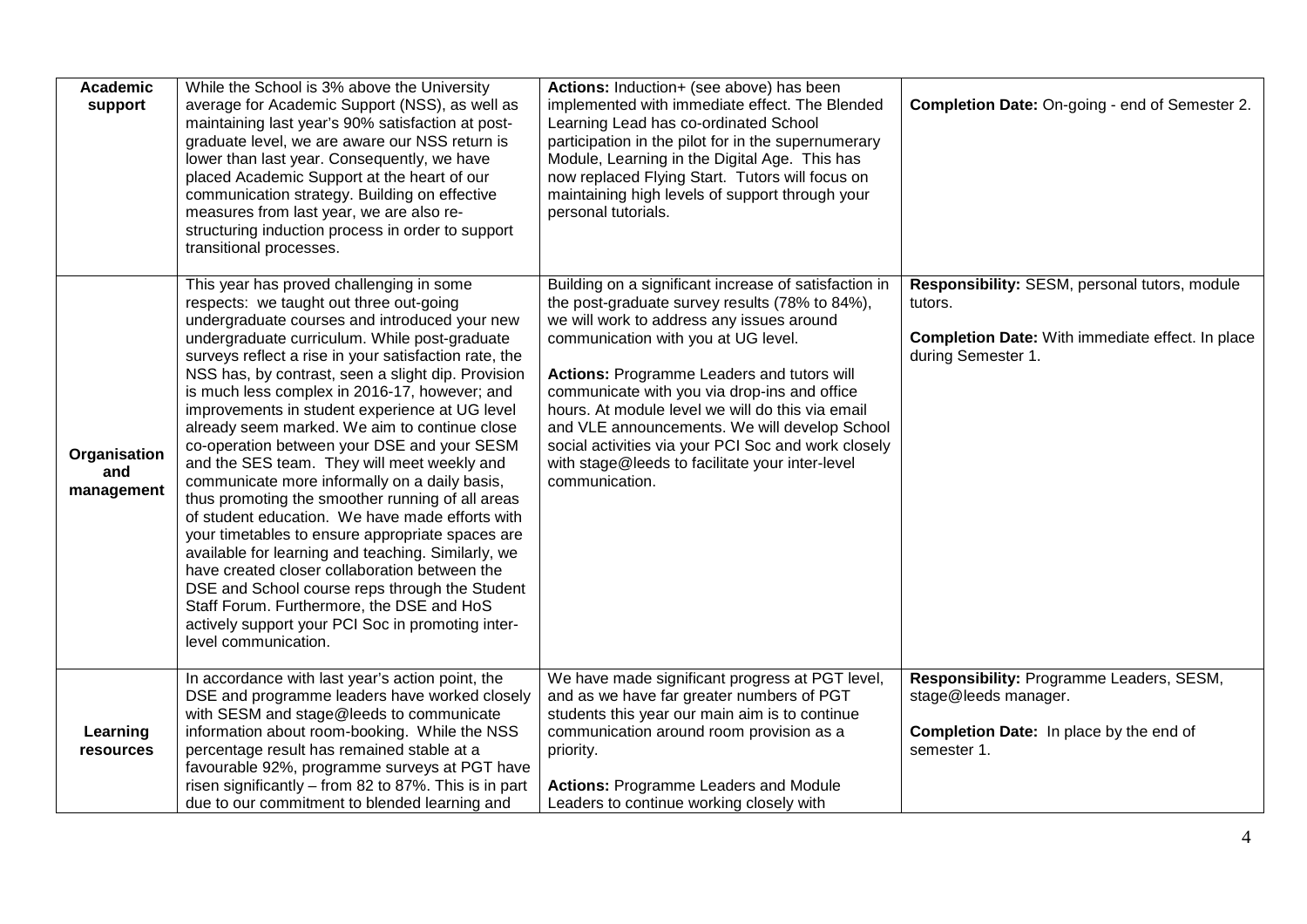| **Academic support** | While the School is 3% above the University average for Academic Support (NSS), as well as maintaining last year's 90% satisfaction at post-graduate level, we are aware our NSS return is lower than last year. Consequently, we have placed Academic Support at the heart of our communication strategy. Building on effective measures from last year, we are also re-structuring induction process in order to support transitional processes. | **Actions:** Induction+ (see above) has been implemented with immediate effect. The Blended Learning Lead has co-ordinated School participation in the pilot for in the supernumerary Module, Learning in the Digital Age. This has now replaced Flying Start. Tutors will focus on maintaining high levels of support through your personal tutorials. | **Completion Date:** On-going - end of Semester 2. |
|---|---|---|---|
| **Organisation and management** | This year has proved challenging in some respects: we taught out three out-going undergraduate courses and introduced your new undergraduate curriculum. While post-graduate surveys reflect a rise in your satisfaction rate, the NSS has, by contrast, seen a slight dip. Provision is much less complex in 2016-17, however; and improvements in student experience at UG level already seem marked. We aim to continue close co-operation between your DSE and your SESM and the SES team. They will meet weekly and communicate more informally on a daily basis, thus promoting the smoother running of all areas of student education. We have made efforts with your timetables to ensure appropriate spaces are available for learning and teaching. Similarly, we have created closer collaboration between the DSE and School course reps through the Student Staff Forum. Furthermore, the DSE and HoS actively support your PCI Soc in promoting inter-level communication. | Building on a significant increase of satisfaction in the post-graduate survey results (78% to 84%), we will work to address any issues around communication with you at UG level.<br><br>**Actions:** Programme Leaders and tutors will communicate with you via drop-ins and office hours. At module level we will do this via email and VLE announcements. We will develop School social activities via your PCI Soc and work closely with stage@leeds to facilitate your inter-level communication. | **Responsibility:** SESM, personal tutors, module tutors.<br><br>**Completion Date:** With immediate effect. In place during Semester 1. |
| **Learning resources** | In accordance with last year's action point, the DSE and programme leaders have worked closely with SESM and stage@leeds to communicate information about room-booking. While the NSS percentage result has remained stable at a favourable 92%, programme surveys at PGT have risen significantly – from 82 to 87%. This is in part due to our commitment to blended learning and | We have made significant progress at PGT level, and as we have far greater numbers of PGT students this year our main aim is to continue communication around room provision as a priority.<br><br>**Actions:** Programme Leaders and Module Leaders to continue working closely with | **Responsibility:** Programme Leaders, SESM, stage@leeds manager.<br><br>**Completion Date:** In place by the end of semester 1. |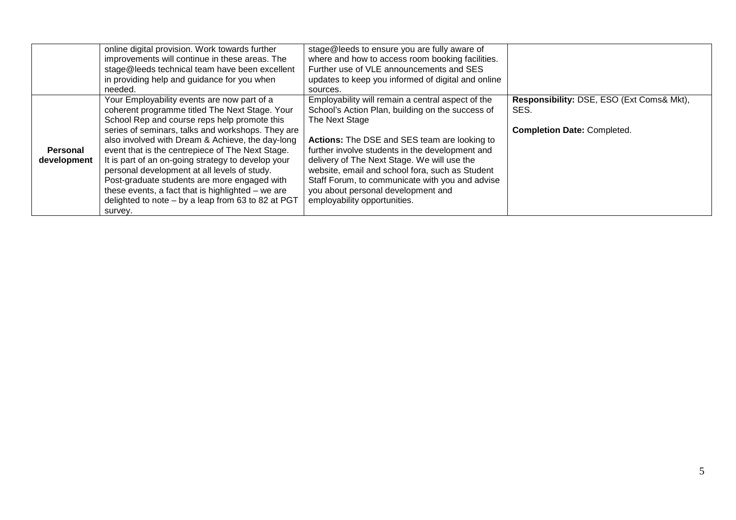| | | | |
|---|---|---|---|
| | online digital provision. Work towards further improvements will continue in these areas. The stage@leeds technical team have been excellent in providing help and guidance for you when needed. | stage@leeds to ensure you are fully aware of where and how to access room booking facilities. Further use of VLE announcements and SES updates to keep you informed of digital and online sources. | |
| **Personal development** | Your Employability events are now part of a coherent programme titled The Next Stage. Your School Rep and course reps help promote this series of seminars, talks and workshops. They are also involved with Dream & Achieve, the day-long event that is the centrepiece of The Next Stage. It is part of an on-going strategy to develop your personal development at all levels of study. Post-graduate students are more engaged with these events, a fact that is highlighted – we are delighted to note – by a leap from 63 to 82 at PGT survey. | Employability will remain a central aspect of the School's Action Plan, building on the success of The Next Stage<br><br>**Actions:** The DSE and SES team are looking to further involve students in the development and delivery of The Next Stage. We will use the website, email and school fora, such as Student Staff Forum, to communicate with you and advise you about personal development and employability opportunities. | **Responsibility:** DSE, ESO (Ext Coms& Mkt), SES.<br><br>**Completion Date:** Completed. |